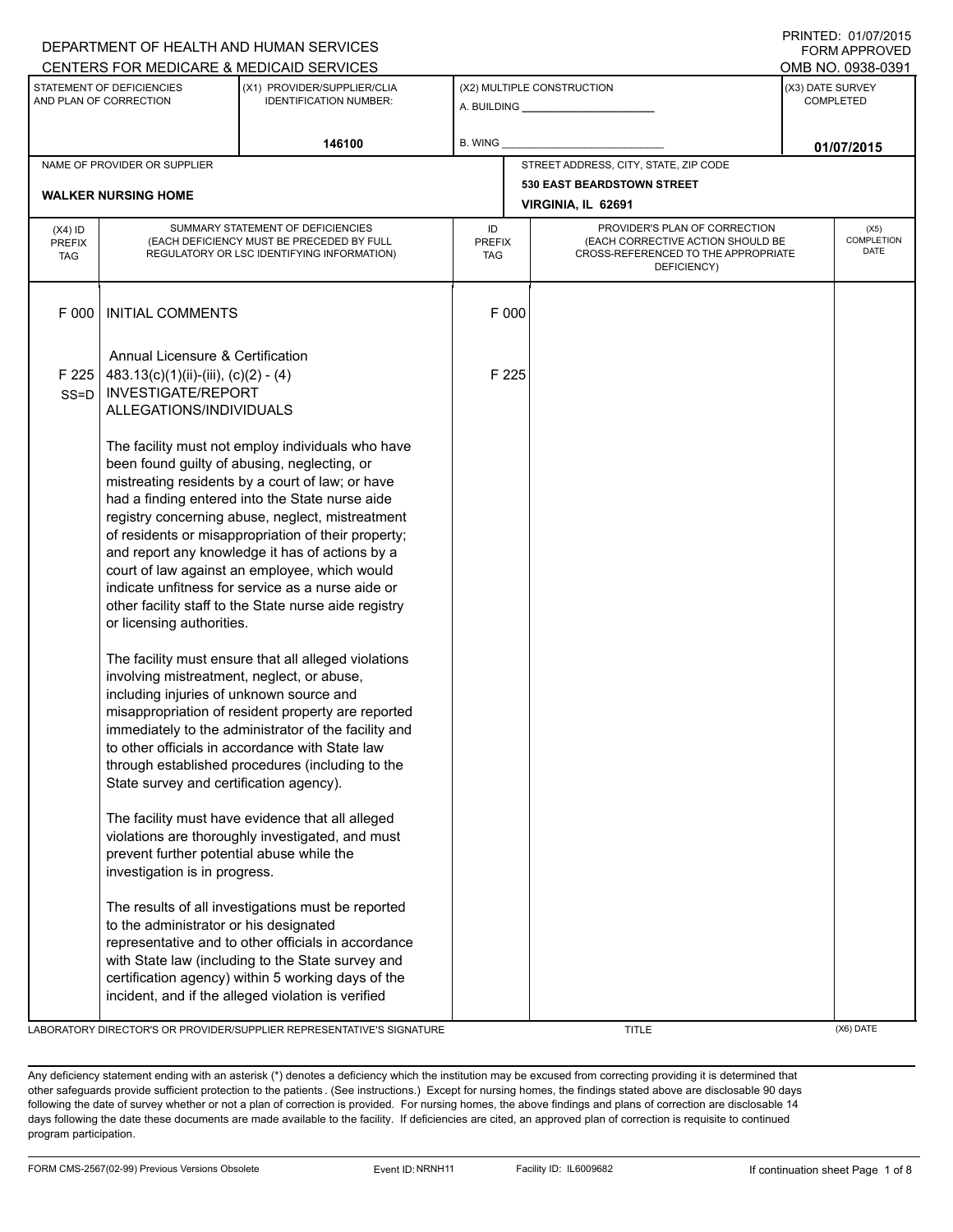DEPARTMENT OF HEALTH AND HUMAN SERVICES
CENTERS FOR MEDICARE & MEDICAID SERVICES

PRINTED: 01/07/2015
FORM APPROVED
OMB NO. 0938-0391

| STATEMENT OF DEFICIENCIES AND PLAN OF CORRECTION | (X1) PROVIDER/SUPPLIER/CLIA IDENTIFICATION NUMBER: | (X2) MULTIPLE CONSTRUCTION | (X3) DATE SURVEY COMPLETED |
|---|---|---|---|
| | 146100 | A. BUILDING ______ B. WING ______ | 01/07/2015 |

| NAME OF PROVIDER OR SUPPLIER | STREET ADDRESS, CITY, STATE, ZIP CODE |
|---|---|
| WALKER NURSING HOME | 530 EAST BEARDSTOWN STREET VIRGINIA, IL 62691 |

| (X4) ID PREFIX TAG | SUMMARY STATEMENT OF DEFICIENCIES (EACH DEFICIENCY MUST BE PRECEDED BY FULL REGULATORY OR LSC IDENTIFYING INFORMATION) | ID PREFIX TAG | PROVIDER'S PLAN OF CORRECTION (EACH CORRECTIVE ACTION SHOULD BE CROSS-REFERENCED TO THE APPROPRIATE DEFICIENCY) | (X5) COMPLETION DATE |
|---|---|---|---|---|
| F 000 | INITIAL COMMENTS<br><br>Annual Licensure & Certification | F 000 | | |
| F 225 SS=D | 483.13(c)(1)(ii)-(iii), (c)(2) - (4) INVESTIGATE/REPORT ALLEGATIONS/INDIVIDUALS<br><br>The facility must not employ individuals who have been found guilty of abusing, neglecting, or mistreating residents by a court of law; or have had a finding entered into the State nurse aide registry concerning abuse, neglect, mistreatment of residents or misappropriation of their property; and report any knowledge it has of actions by a court of law against an employee, which would indicate unfitness for service as a nurse aide or other facility staff to the State nurse aide registry or licensing authorities.<br><br>The facility must ensure that all alleged violations involving mistreatment, neglect, or abuse, including injuries of unknown source and misappropriation of resident property are reported immediately to the administrator of the facility and to other officials in accordance with State law through established procedures (including to the State survey and certification agency).<br><br>The facility must have evidence that all alleged violations are thoroughly investigated, and must prevent further potential abuse while the investigation is in progress.<br><br>The results of all investigations must be reported to the administrator or his designated representative and to other officials in accordance with State law (including to the State survey and certification agency) within 5 working days of the incident, and if the alleged violation is verified | F 225 | | |

LABORATORY DIRECTOR'S OR PROVIDER/SUPPLIER REPRESENTATIVE'S SIGNATURE | TITLE | (X6) DATE

Any deficiency statement ending with an asterisk (*) denotes a deficiency which the institution may be excused from correcting providing it is determined that other safeguards provide sufficient protection to the patients . (See instructions.) Except for nursing homes, the findings stated above are disclosable 90 days following the date of survey whether or not a plan of correction is provided. For nursing homes, the above findings and plans of correction are disclosable 14 days following the date these documents are made available to the facility. If deficiencies are cited, an approved plan of correction is requisite to continued program participation.

FORM CMS-2567(02-99) Previous Versions Obsolete | Event ID: NRNH11 | Facility ID: IL6009682 | If continuation sheet Page 1 of 8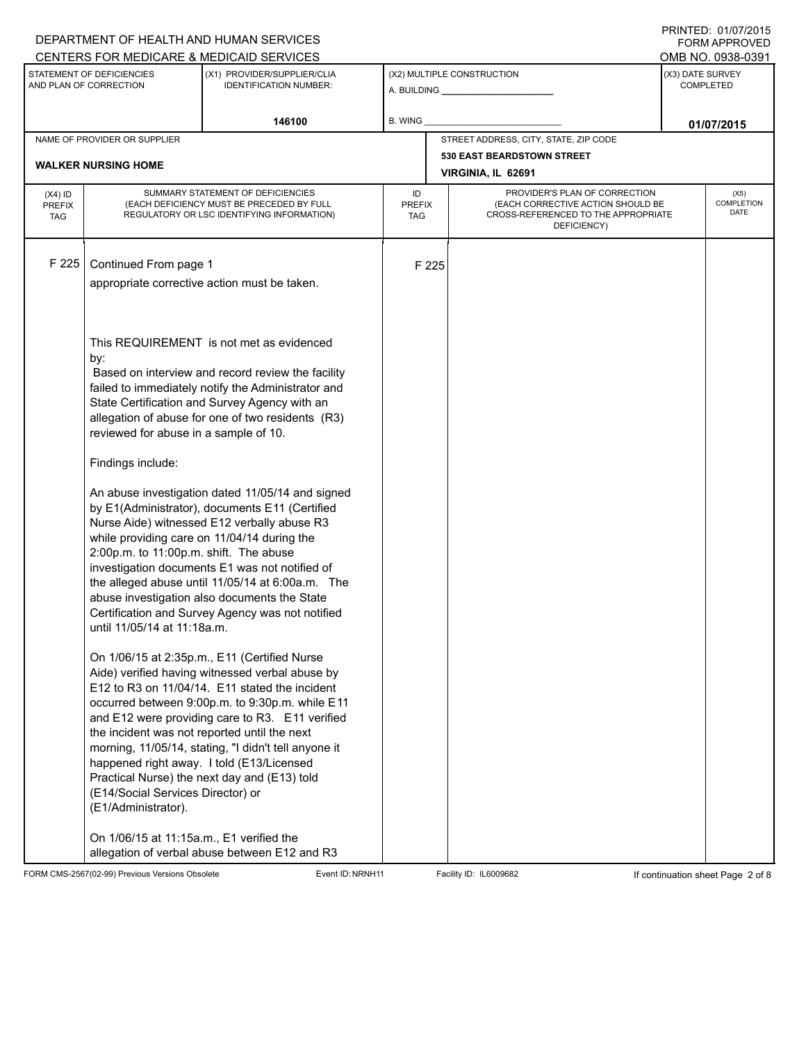DEPARTMENT OF HEALTH AND HUMAN SERVICES
CENTERS FOR MEDICARE & MEDICAID SERVICES

PRINTED: 01/07/2015
FORM APPROVED
OMB NO. 0938-0391

| STATEMENT OF DEFICIENCIES AND PLAN OF CORRECTION | (X1) PROVIDER/SUPPLIER/CLIA IDENTIFICATION NUMBER: | (X2) MULTIPLE CONSTRUCTION | (X3) DATE SURVEY COMPLETED |
|---|---|---|---|
| | 146100 | A. BUILDING ______ B. WING ______ | 01/07/2015 |

| NAME OF PROVIDER OR SUPPLIER | STREET ADDRESS, CITY, STATE, ZIP CODE |
|---|---|
| WALKER NURSING HOME | 530 EAST BEARDSTOWN STREET VIRGINIA, IL 62691 |

| (X4) ID PREFIX TAG | SUMMARY STATEMENT OF DEFICIENCIES (EACH DEFICIENCY MUST BE PRECEDED BY FULL REGULATORY OR LSC IDENTIFYING INFORMATION) | ID PREFIX TAG | PROVIDER'S PLAN OF CORRECTION (EACH CORRECTIVE ACTION SHOULD BE CROSS-REFERENCED TO THE APPROPRIATE DEFICIENCY) | (X5) COMPLETION DATE |
|---|---|---|---|---|
| F 225 | Continued From page 1 | F 225 | | |

appropriate corrective action must be taken.

This REQUIREMENT is not met as evidenced by:

Based on interview and record review the facility failed to immediately notify the Administrator and State Certification and Survey Agency with an allegation of abuse for one of two residents (R3) reviewed for abuse in a sample of 10.

Findings include:

An abuse investigation dated 11/05/14 and signed by E1(Administrator), documents E11 (Certified Nurse Aide) witnessed E12 verbally abuse R3 while providing care on 11/04/14 during the 2:00p.m. to 11:00p.m. shift. The abuse investigation documents E1 was not notified of the alleged abuse until 11/05/14 at 6:00a.m. The abuse investigation also documents the State Certification and Survey Agency was not notified until 11/05/14 at 11:18a.m.

On 1/06/15 at 2:35p.m., E11 (Certified Nurse Aide) verified having witnessed verbal abuse by E12 to R3 on 11/04/14. E11 stated the incident occurred between 9:00p.m. to 9:30p.m. while E11 and E12 were providing care to R3. E11 verified the incident was not reported until the next morning, 11/05/14, stating, "I didn't tell anyone it happened right away. I told (E13/Licensed Practical Nurse) the next day and (E13) told (E14/Social Services Director) or (E1/Administrator).

On 1/06/15 at 11:15a.m., E1 verified the allegation of verbal abuse between E12 and R3

FORM CMS-2567(02-99) Previous Versions Obsolete    Event ID: NRNH11    Facility ID: IL6009682    If continuation sheet Page 2 of 8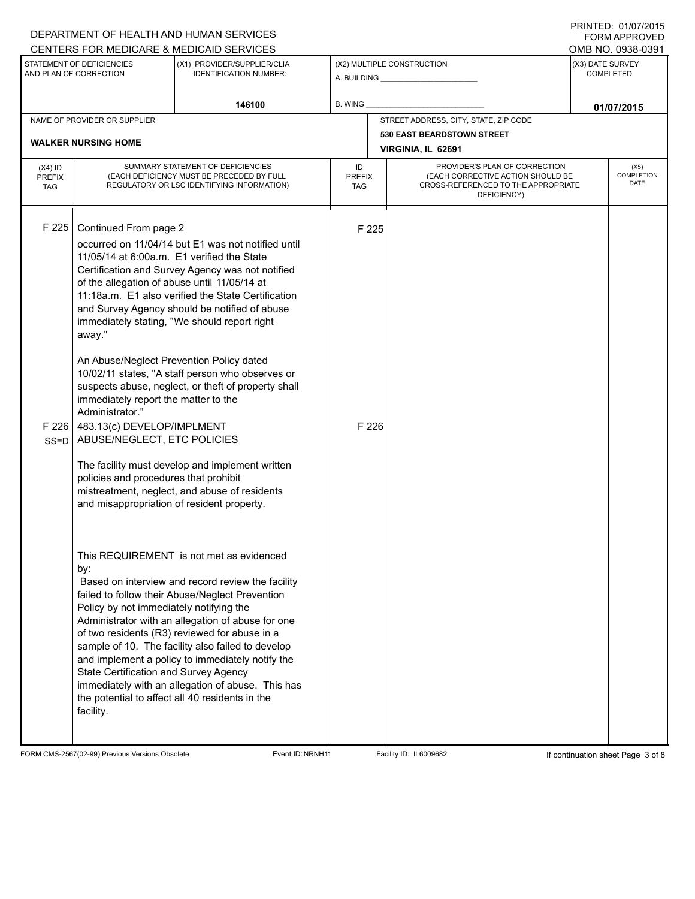DEPARTMENT OF HEALTH AND HUMAN SERVICES
CENTERS FOR MEDICARE & MEDICAID SERVICES

PRINTED: 01/07/2015
FORM APPROVED
OMB NO. 0938-0391

| STATEMENT OF DEFICIENCIES AND PLAN OF CORRECTION | (X1) PROVIDER/SUPPLIER/CLIA IDENTIFICATION NUMBER: | (X2) MULTIPLE CONSTRUCTION | (X3) DATE SURVEY COMPLETED |
|---|---|---|---|
| | 146100 | A. BUILDING _____ B. WING _____ | 01/07/2015 |

| NAME OF PROVIDER OR SUPPLIER | STREET ADDRESS, CITY, STATE, ZIP CODE |
|---|---|
| WALKER NURSING HOME | 530 EAST BEARDSTOWN STREET VIRGINIA, IL 62691 |

| (X4) ID PREFIX TAG | SUMMARY STATEMENT OF DEFICIENCIES (EACH DEFICIENCY MUST BE PRECEDED BY FULL REGULATORY OR LSC IDENTIFYING INFORMATION) | ID PREFIX TAG | PROVIDER'S PLAN OF CORRECTION (EACH CORRECTIVE ACTION SHOULD BE CROSS-REFERENCED TO THE APPROPRIATE DEFICIENCY) | (X5) COMPLETION DATE |
|---|---|---|---|---|
| F 225 | Continued From page 2<br>occurred on 11/04/14 but E1 was not notified until 11/05/14 at 6:00a.m. E1 verified the State Certification and Survey Agency was not notified of the allegation of abuse until 11/05/14 at 11:18a.m. E1 also verified the State Certification and Survey Agency should be notified of abuse immediately stating, "We should report right away."<br><br>An Abuse/Neglect Prevention Policy dated 10/02/11 states, "A staff person who observes or suspects abuse, neglect, or theft of property shall immediately report the matter to the Administrator." | F 225 | | |
| F 226 SS=D | 483.13(c) DEVELOP/IMPLMENT ABUSE/NEGLECT, ETC POLICIES<br><br>The facility must develop and implement written policies and procedures that prohibit mistreatment, neglect, and abuse of residents and misappropriation of resident property.<br><br>This REQUIREMENT is not met as evidenced by:<br>Based on interview and record review the facility failed to follow their Abuse/Neglect Prevention Policy by not immediately notifying the Administrator with an allegation of abuse for one of two residents (R3) reviewed for abuse in a sample of 10. The facility also failed to develop and implement a policy to immediately notify the State Certification and Survey Agency immediately with an allegation of abuse. This has the potential to affect all 40 residents in the facility. | F 226 | | |

FORM CMS-2567(02-99) Previous Versions Obsolete | Event ID: NRNH11 | Facility ID: IL6009682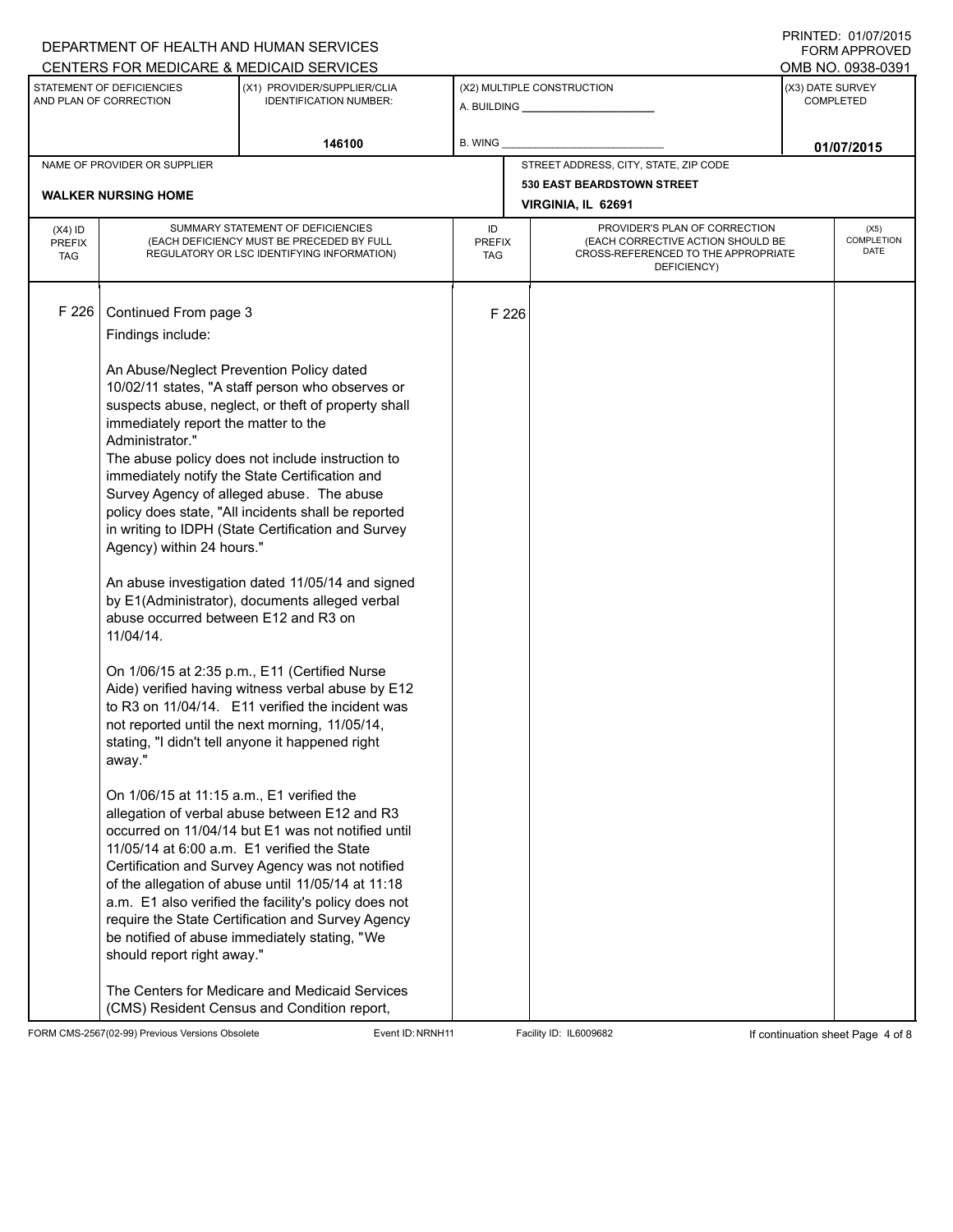DEPARTMENT OF HEALTH AND HUMAN SERVICES
CENTERS FOR MEDICARE & MEDICAID SERVICES

PRINTED: 01/07/2015
FORM APPROVED
OMB NO. 0938-0391

| STATEMENT OF DEFICIENCIES AND PLAN OF CORRECTION | (X1) PROVIDER/SUPPLIER/CLIA IDENTIFICATION NUMBER: | (X2) MULTIPLE CONSTRUCTION | (X3) DATE SURVEY COMPLETED |
|---|---|---|---|
| | 146100 | A. BUILDING ______ B. WING ______ | 01/07/2015 |

| NAME OF PROVIDER OR SUPPLIER | STREET ADDRESS, CITY, STATE, ZIP CODE |
|---|---|
| WALKER NURSING HOME | 530 EAST BEARDSTOWN STREET, VIRGINIA, IL 62691 |

| (X4) ID PREFIX TAG | SUMMARY STATEMENT OF DEFICIENCIES (EACH DEFICIENCY MUST BE PRECEDED BY FULL REGULATORY OR LSC IDENTIFYING INFORMATION) | ID PREFIX TAG | PROVIDER'S PLAN OF CORRECTION (EACH CORRECTIVE ACTION SHOULD BE CROSS-REFERENCED TO THE APPROPRIATE DEFICIENCY) | (X5) COMPLETION DATE |
|---|---|---|---|---|
| F 226 | Continued From page 3 | F 226 | | |

Findings include:

An Abuse/Neglect Prevention Policy dated 10/02/11 states, "A staff person who observes or suspects abuse, neglect, or theft of property shall immediately report the matter to the Administrator."
The abuse policy does not include instruction to immediately notify the State Certification and Survey Agency of alleged abuse. The abuse policy does state, "All incidents shall be reported in writing to IDPH (State Certification and Survey Agency) within 24 hours."

An abuse investigation dated 11/05/14 and signed by E1(Administrator), documents alleged verbal abuse occurred between E12 and R3 on 11/04/14.

On 1/06/15 at 2:35 p.m., E11 (Certified Nurse Aide) verified having witness verbal abuse by E12 to R3 on 11/04/14. E11 verified the incident was not reported until the next morning, 11/05/14, stating, "I didn't tell anyone it happened right away."

On 1/06/15 at 11:15 a.m., E1 verified the allegation of verbal abuse between E12 and R3 occurred on 11/04/14 but E1 was not notified until 11/05/14 at 6:00 a.m. E1 verified the State Certification and Survey Agency was not notified of the allegation of abuse until 11/05/14 at 11:18 a.m. E1 also verified the facility's policy does not require the State Certification and Survey Agency be notified of abuse immediately stating, "We should report right away."

The Centers for Medicare and Medicaid Services (CMS) Resident Census and Condition report,

FORM CMS-2567(02-99) Previous Versions Obsolete    Event ID: NRNH11    Facility ID: IL6009682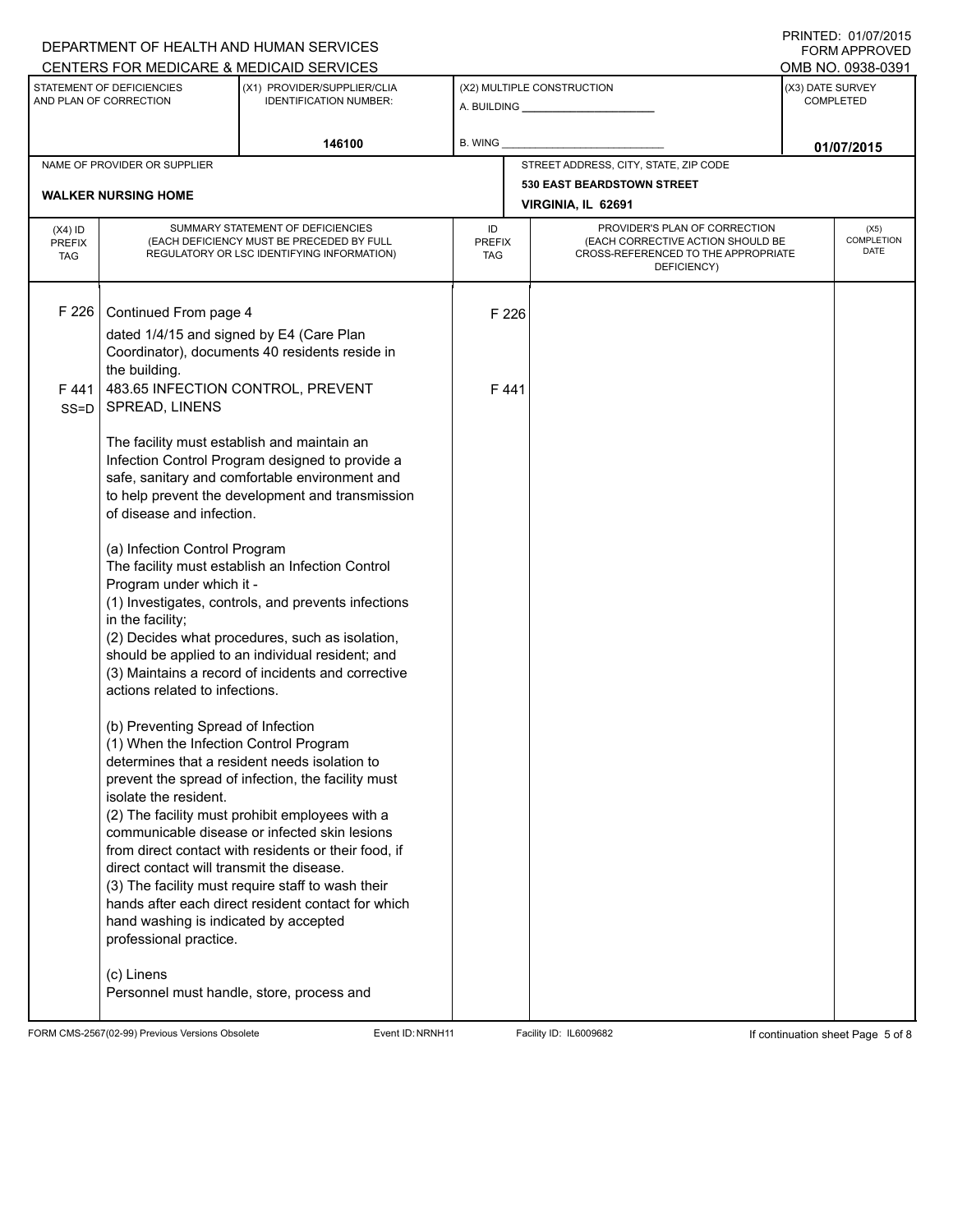DEPARTMENT OF HEALTH AND HUMAN SERVICES
CENTERS FOR MEDICARE & MEDICAID SERVICES

PRINTED: 01/07/2015
FORM APPROVED
OMB NO. 0938-0391

| STATEMENT OF DEFICIENCIES AND PLAN OF CORRECTION | (X1) PROVIDER/SUPPLIER/CLIA IDENTIFICATION NUMBER: | (X2) MULTIPLE CONSTRUCTION | (X3) DATE SURVEY COMPLETED |
|---|---|---|---|
| | 146100 | A. BUILDING ______ B. WING ______ | 01/07/2015 |

| NAME OF PROVIDER OR SUPPLIER | STREET ADDRESS, CITY, STATE, ZIP CODE |
|---|---|
| WALKER NURSING HOME | 530 EAST BEARDSTOWN STREET VIRGINIA, IL 62691 |

| (X4) ID PREFIX TAG | SUMMARY STATEMENT OF DEFICIENCIES (EACH DEFICIENCY MUST BE PRECEDED BY FULL REGULATORY OR LSC IDENTIFYING INFORMATION) | ID PREFIX TAG | PROVIDER'S PLAN OF CORRECTION (EACH CORRECTIVE ACTION SHOULD BE CROSS-REFERENCED TO THE APPROPRIATE DEFICIENCY) | (X5) COMPLETION DATE |
|---|---|---|---|---|
| F 226 | Continued From page 4<br>dated 1/4/15 and signed by E4 (Care Plan Coordinator), documents 40 residents reside in the building. | F 226 | | |
| F 441 SS=D | 483.65 INFECTION CONTROL, PREVENT SPREAD, LINENS<br><br>The facility must establish and maintain an Infection Control Program designed to provide a safe, sanitary and comfortable environment and to help prevent the development and transmission of disease and infection.<br><br>(a) Infection Control Program<br>The facility must establish an Infection Control Program under which it -<br>(1) Investigates, controls, and prevents infections in the facility;<br>(2) Decides what procedures, such as isolation, should be applied to an individual resident; and<br>(3) Maintains a record of incidents and corrective actions related to infections.<br><br>(b) Preventing Spread of Infection<br>(1) When the Infection Control Program determines that a resident needs isolation to prevent the spread of infection, the facility must isolate the resident.<br>(2) The facility must prohibit employees with a communicable disease or infected skin lesions from direct contact with residents or their food, if direct contact will transmit the disease.<br>(3) The facility must require staff to wash their hands after each direct resident contact for which hand washing is indicated by accepted professional practice.<br><br>(c) Linens<br>Personnel must handle, store, process and | F 441 | | |

FORM CMS-2567(02-99) Previous Versions Obsolete | Event ID: NRNH11 | Facility ID: IL6009682 | If continuation sheet Page 5 of 8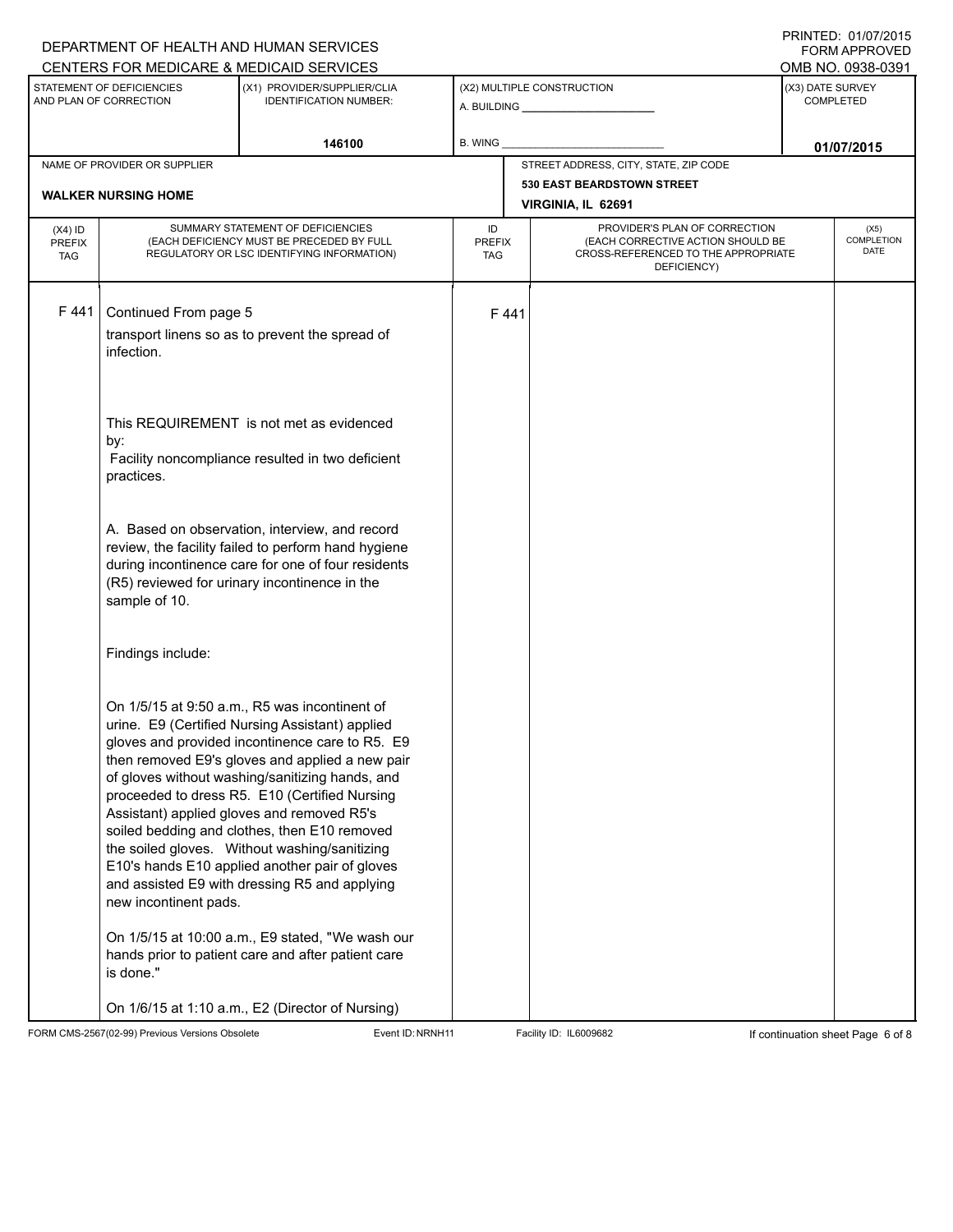DEPARTMENT OF HEALTH AND HUMAN SERVICES
CENTERS FOR MEDICARE & MEDICAID SERVICES

PRINTED: 01/07/2015
FORM APPROVED
OMB NO. 0938-0391

| STATEMENT OF DEFICIENCIES AND PLAN OF CORRECTION | (X1) PROVIDER/SUPPLIER/CLIA IDENTIFICATION NUMBER: | (X2) MULTIPLE CONSTRUCTION | (X3) DATE SURVEY COMPLETED |
|---|---|---|---|
| | 146100 | A. BUILDING ___ B. WING ___ | 01/07/2015 |

NAME OF PROVIDER OR SUPPLIER: **WALKER NURSING HOME**

STREET ADDRESS, CITY, STATE, ZIP CODE: **530 EAST BEARDSTOWN STREET, VIRGINIA, IL 62691**

| (X4) ID PREFIX TAG | SUMMARY STATEMENT OF DEFICIENCIES (EACH DEFICIENCY MUST BE PRECEDED BY FULL REGULATORY OR LSC IDENTIFYING INFORMATION) | ID PREFIX TAG | PROVIDER'S PLAN OF CORRECTION (EACH CORRECTIVE ACTION SHOULD BE CROSS-REFERENCED TO THE APPROPRIATE DEFICIENCY) | (X5) COMPLETION DATE |
|---|---|---|---|---|
| F 441 | Continued From page 5 | F 441 | | |

transport linens so as to prevent the spread of infection.

This REQUIREMENT is not met as evidenced by:
Facility noncompliance resulted in two deficient practices.

A. Based on observation, interview, and record review, the facility failed to perform hand hygiene during incontinence care for one of four residents (R5) reviewed for urinary incontinence in the sample of 10.

Findings include:

On 1/5/15 at 9:50 a.m., R5 was incontinent of urine. E9 (Certified Nursing Assistant) applied gloves and provided incontinence care to R5. E9 then removed E9's gloves and applied a new pair of gloves without washing/sanitizing hands, and proceeded to dress R5. E10 (Certified Nursing Assistant) applied gloves and removed R5's soiled bedding and clothes, then E10 removed the soiled gloves. Without washing/sanitizing E10's hands E10 applied another pair of gloves and assisted E9 with dressing R5 and applying new incontinent pads.

On 1/5/15 at 10:00 a.m., E9 stated, "We wash our hands prior to patient care and after patient care is done."

On 1/6/15 at 1:10 a.m., E2 (Director of Nursing)

FORM CMS-2567(02-99) Previous Versions Obsolete | Event ID: NRNH11 | Facility ID: IL6009682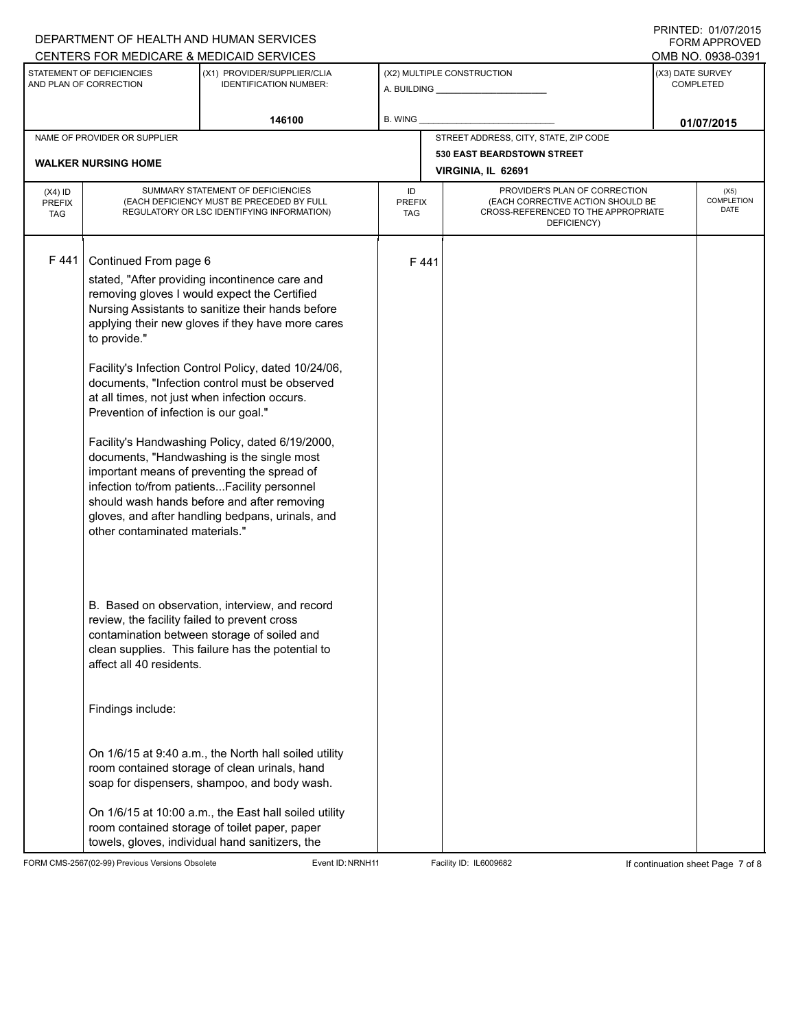DEPARTMENT OF HEALTH AND HUMAN SERVICES
CENTERS FOR MEDICARE & MEDICAID SERVICES

PRINTED: 01/07/2015
FORM APPROVED
OMB NO. 0938-0391

| STATEMENT OF DEFICIENCIES AND PLAN OF CORRECTION | (X1) PROVIDER/SUPPLIER/CLIA IDENTIFICATION NUMBER: | (X2) MULTIPLE CONSTRUCTION | (X3) DATE SURVEY COMPLETED |
|---|---|---|---|
| | 146100 | A. BUILDING ______ B. WING ______ | 01/07/2015 |

| NAME OF PROVIDER OR SUPPLIER | STREET ADDRESS, CITY, STATE, ZIP CODE |
|---|---|
| WALKER NURSING HOME | 530 EAST BEARDSTOWN STREET VIRGINIA, IL 62691 |

| (X4) ID PREFIX TAG | SUMMARY STATEMENT OF DEFICIENCIES (EACH DEFICIENCY MUST BE PRECEDED BY FULL REGULATORY OR LSC IDENTIFYING INFORMATION) | ID PREFIX TAG | PROVIDER'S PLAN OF CORRECTION (EACH CORRECTIVE ACTION SHOULD BE CROSS-REFERENCED TO THE APPROPRIATE DEFICIENCY) | (X5) COMPLETION DATE |
|---|---|---|---|---|
| F 441 | Continued From page 6 | F 441 | | |

stated, "After providing incontinence care and removing gloves I would expect the Certified Nursing Assistants to sanitize their hands before applying their new gloves if they have more cares to provide."

Facility's Infection Control Policy, dated 10/24/06, documents, "Infection control must be observed at all times, not just when infection occurs. Prevention of infection is our goal."

Facility's Handwashing Policy, dated 6/19/2000, documents, "Handwashing is the single most important means of preventing the spread of infection to/from patients...Facility personnel should wash hands before and after removing gloves, and after handling bedpans, urinals, and other contaminated materials."

B. Based on observation, interview, and record review, the facility failed to prevent cross contamination between storage of soiled and clean supplies. This failure has the potential to affect all 40 residents.

Findings include:

On 1/6/15 at 9:40 a.m., the North hall soiled utility room contained storage of clean urinals, hand soap for dispensers, shampoo, and body wash.

On 1/6/15 at 10:00 a.m., the East hall soiled utility room contained storage of toilet paper, paper towels, gloves, individual hand sanitizers, the

FORM CMS-2567(02-99) Previous Versions Obsolete Event ID: NRNH11 Facility ID: IL6009682 If continuation sheet Page 7 of 8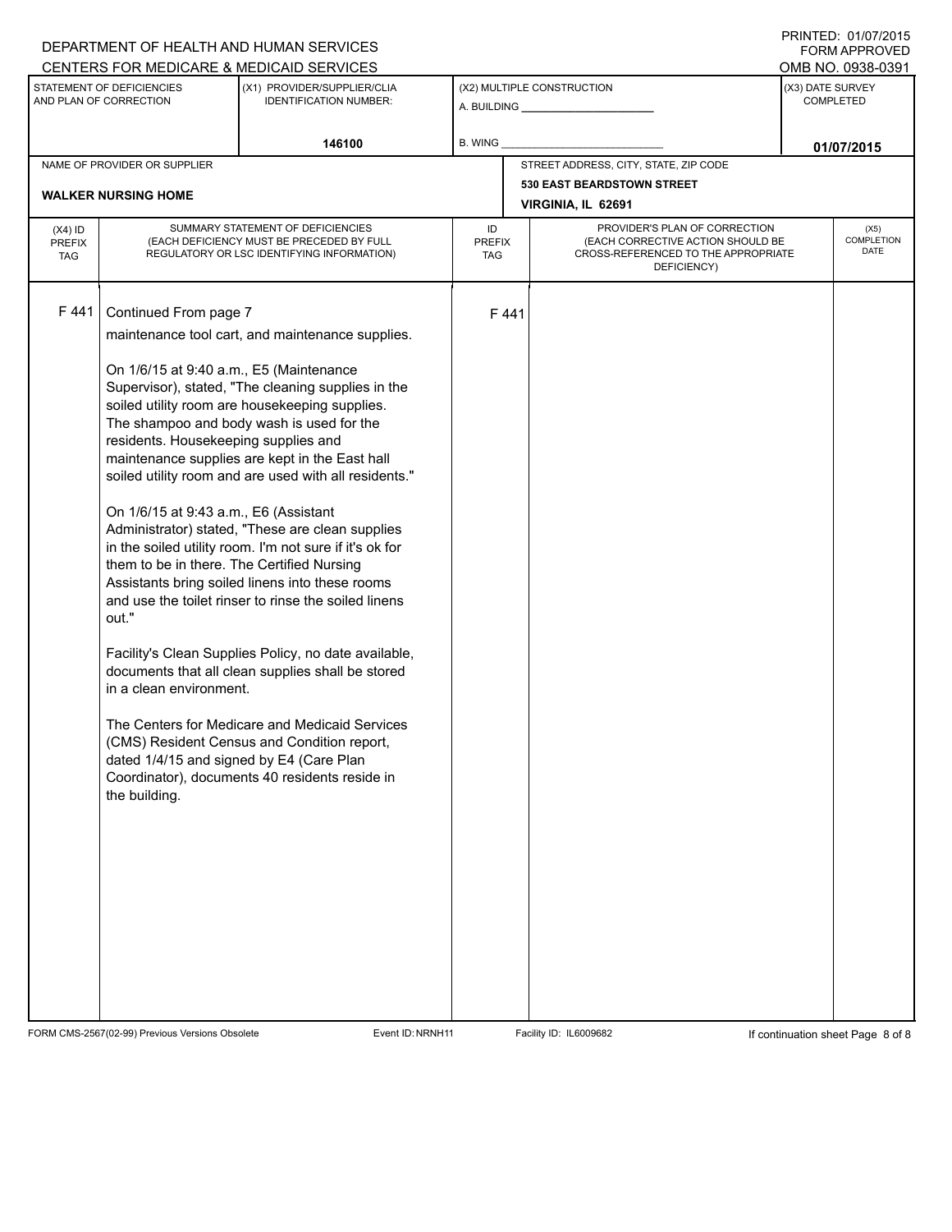DEPARTMENT OF HEALTH AND HUMAN SERVICES
CENTERS FOR MEDICARE & MEDICAID SERVICES

PRINTED: 01/07/2015
FORM APPROVED
OMB NO. 0938-0391

| STATEMENT OF DEFICIENCIES AND PLAN OF CORRECTION | (X1) PROVIDER/SUPPLIER/CLIA IDENTIFICATION NUMBER: | (X2) MULTIPLE CONSTRUCTION | (X3) DATE SURVEY COMPLETED |
|---|---|---|---|
| | 146100 | A. BUILDING ______ B. WING ______ | 01/07/2015 |

| NAME OF PROVIDER OR SUPPLIER | STREET ADDRESS, CITY, STATE, ZIP CODE |
|---|---|
| WALKER NURSING HOME | 530 EAST BEARDSTOWN STREET VIRGINIA, IL 62691 |

| (X4) ID PREFIX TAG | SUMMARY STATEMENT OF DEFICIENCIES (EACH DEFICIENCY MUST BE PRECEDED BY FULL REGULATORY OR LSC IDENTIFYING INFORMATION) | ID PREFIX TAG | PROVIDER'S PLAN OF CORRECTION (EACH CORRECTIVE ACTION SHOULD BE CROSS-REFERENCED TO THE APPROPRIATE DEFICIENCY) | (X5) COMPLETION DATE |
|---|---|---|---|---|
| F 441 | Continued From page 7 | F 441 | | |

maintenance tool cart, and maintenance supplies.

On 1/6/15 at 9:40 a.m., E5 (Maintenance Supervisor), stated, "The cleaning supplies in the soiled utility room are housekeeping supplies. The shampoo and body wash is used for the residents. Housekeeping supplies and maintenance supplies are kept in the East hall soiled utility room and are used with all residents."

On 1/6/15 at 9:43 a.m., E6 (Assistant Administrator) stated, "These are clean supplies in the soiled utility room. I'm not sure if it's ok for them to be in there. The Certified Nursing Assistants bring soiled linens into these rooms and use the toilet rinser to rinse the soiled linens out."

Facility's Clean Supplies Policy, no date available, documents that all clean supplies shall be stored in a clean environment.

The Centers for Medicare and Medicaid Services (CMS) Resident Census and Condition report, dated 1/4/15 and signed by E4 (Care Plan Coordinator), documents 40 residents reside in the building.

FORM CMS-2567(02-99) Previous Versions Obsolete    Event ID: NRNH11    Facility ID: IL6009682    If continuation sheet Page 8 of 8